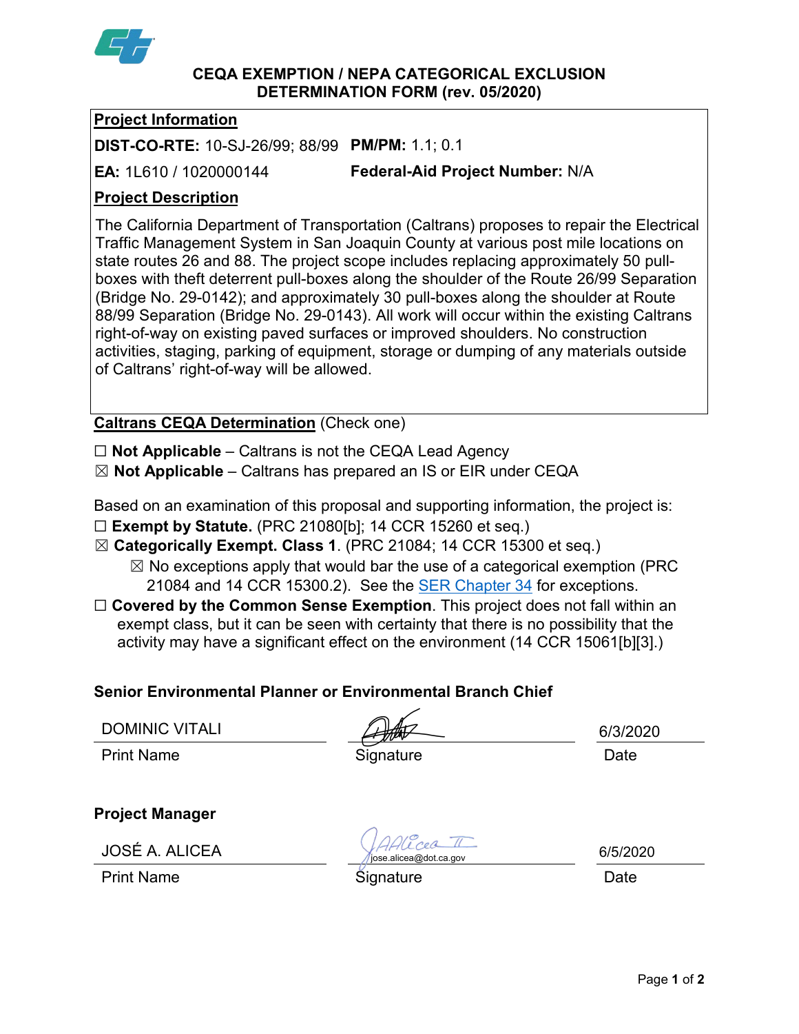# CEQA EXEMPTION / NEPA CATEGORICAL EXCLUSION DETERMINATION FORM (rev. 05/2020)

## Project Information

**DIST-CO-RTE:** 10-SJ-26/99; 88/99 **PM/PM:** 1.1; 0.1

**EA:** 1L610 / 1020000144 **Federal-Aid Project Number:** N/A

## Project Description

The California Department of Transportation (Caltrans) proposes to repair the Electrical Traffic Management System in San Joaquin County at various post mile locations on state routes 26 and 88. The project scope includes replacing approximately 50 pull-boxes with theft deterrent pull-boxes along the shoulder of the Route 26/99 Separation (Bridge No. 29-0142); and approximately 30 pull-boxes along the shoulder at Route 88/99 Separation (Bridge No. 29-0143). All work will occur within the existing Caltrans right-of-way on existing paved surfaces or improved shoulders. No construction activities, staging, parking of equipment, storage or dumping of any materials outside of Caltrans' right-of-way will be allowed.

## Caltrans CEQA Determination (Check one)

☐ **Not Applicable** – Caltrans is not the CEQA Lead Agency
☒ **Not Applicable** – Caltrans has prepared an IS or EIR under CEQA

Based on an examination of this proposal and supporting information, the project is:

☐ **Exempt by Statute.** (PRC 21080[b]; 14 CCR 15260 et seq.)

☒ **Categorically Exempt. Class 1**. (PRC 21084; 14 CCR 15300 et seq.)

- ☒ No exceptions apply that would bar the use of a categorical exemption (PRC 21084 and 14 CCR 15300.2). See the SER Chapter 34 for exceptions.

☐ **Covered by the Common Sense Exemption**. This project does not fall within an exempt class, but it can be seen with certainty that there is no possibility that the activity may have a significant effect on the environment (14 CCR 15061[b][3].)

### Senior Environmental Planner or Environmental Branch Chief

| DOMINIC VITALI | *(signature)* | 6/3/2020 |
|---|---|---|
| Print Name | Signature | Date |

### Project Manager

| JOSÉ A. ALICEA | *(signature)* jose.alicea@dot.ca.gov | 6/5/2020 |
|---|---|---|
| Print Name | Signature | Date |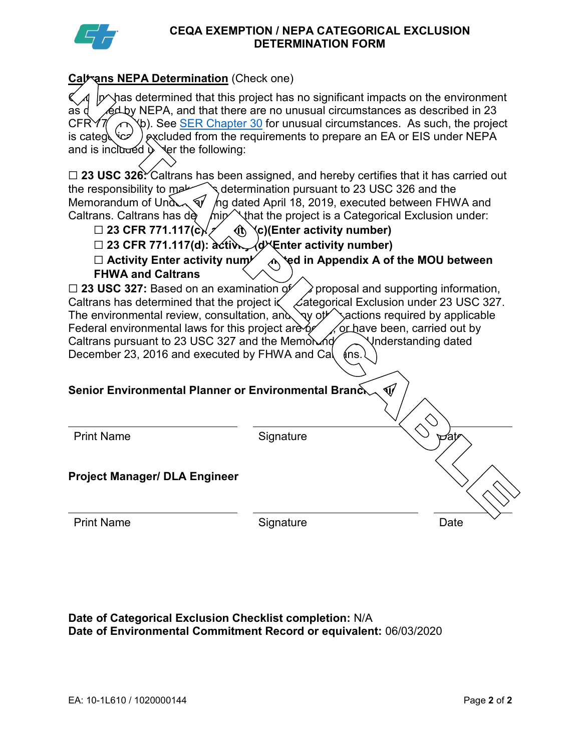# CEQA EXEMPTION / NEPA CATEGORICAL EXCLUSION DETERMINATION FORM

**Caltrans NEPA Determination** (Check one)

Caltrans has determined that this project has no significant impacts on the environment as defined by NEPA, and that there are no unusual circumstances as described in 23 CFR 771.117(b). See SER Chapter 30 for unusual circumstances. As such, the project is categorically excluded from the requirements to prepare an EA or EIS under NEPA and is included under the following:

☐ **23 USC 326:** Caltrans has been assigned, and hereby certifies that it has carried out the responsibility to make this determination pursuant to 23 USC 326 and the Memorandum of Understanding dated April 18, 2019, executed between FHWA and Caltrans. Caltrans has determined that the project is a Categorical Exclusion under:

- ☐ **23 CFR 771.117(c): activity (c)(Enter activity number)**
- ☐ **23 CFR 771.117(d): activity (d)(Enter activity number)**
- ☐ **Activity Enter activity number listed in Appendix A of the MOU between FHWA and Caltrans**

☐ **23 USC 327:** Based on an examination of this proposal and supporting information, Caltrans has determined that the project is a Categorical Exclusion under 23 USC 327. The environmental review, consultation, and any other actions required by applicable Federal environmental laws for this project are being, or have been, carried out by Caltrans pursuant to 23 USC 327 and the Memorandum of Understanding dated December 23, 2016 and executed by FHWA and Caltrans.

NOT APPLICABLE

**Senior Environmental Planner or Environmental Branch Chief**

| Print Name | Signature | Date |
|---|---|---|

**Project Manager/ DLA Engineer**

| Print Name | Signature | Date |
|---|---|---|

**Date of Categorical Exclusion Checklist completion:** N/A
**Date of Environmental Commitment Record or equivalent:** 06/03/2020

EA: 10-1L610 / 1020000144